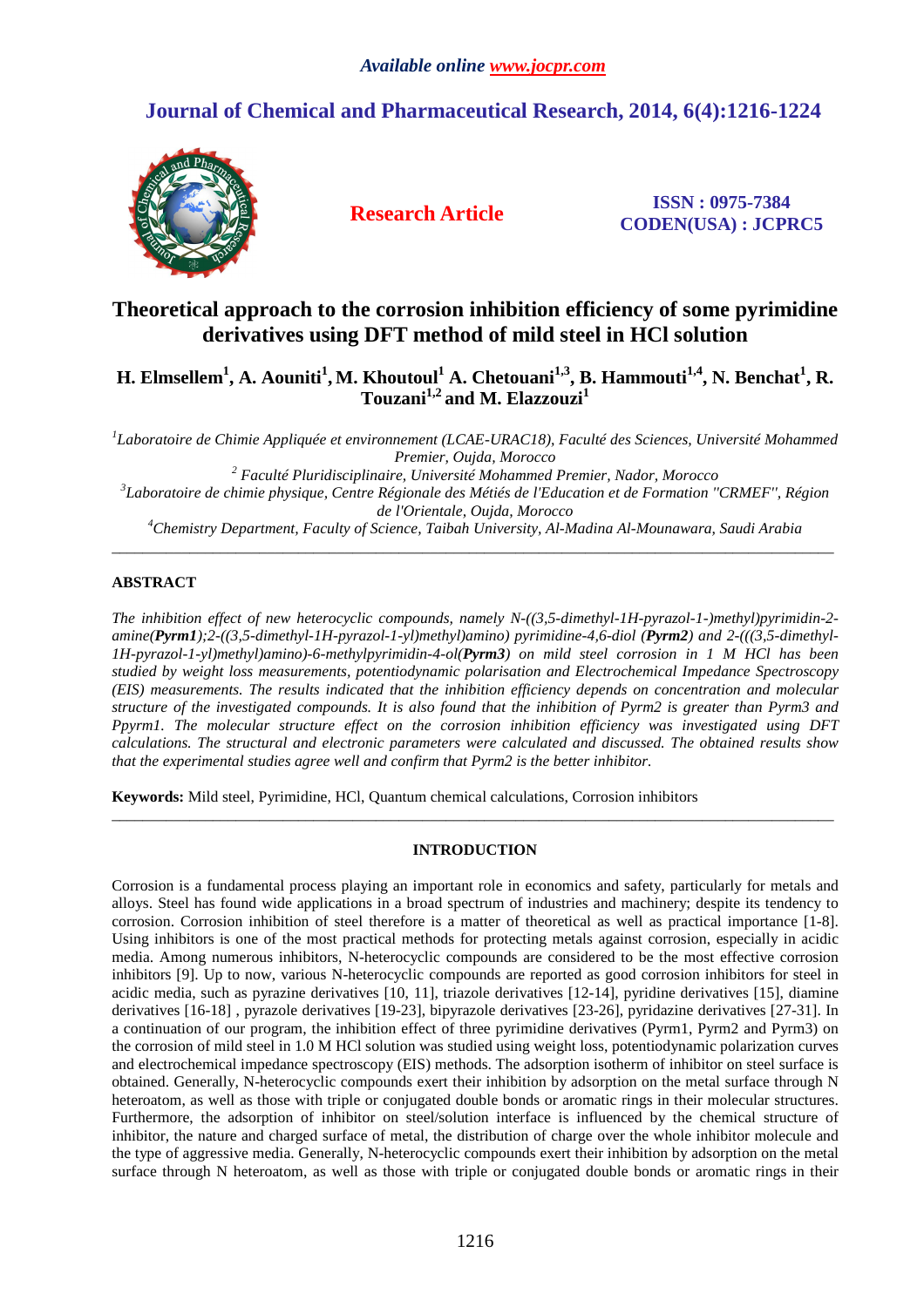# Theoretical approach to the corrosion inhibition efficiency of some pyrimidine derivatives using DFT method of mild steel in HCl solution

**H. Elmsellem[1], A. Aouniti[1], M. Khoutoul[1] A. Chetouani[1,3], B. Hammouti[1,4], N. Benchat[1], R. Touzani[1,2] and M. Elazzouzi[1]**

*[1]Laboratoire de Chimie Appliquée et environnement (LCAE-URAC18), Faculté des Sciences, Université Mohammed Premier, Oujda, Morocco*
*[2] Faculté Pluridisciplinaire, Université Mohammed Premier, Nador, Morocco*
*[3]Laboratoire de chimie physique, Centre Régionale des Métiés de l'Education et de Formation "CRMEF", Région de l'Orientale, Oujda, Morocco*
*[4]Chemistry Department, Faculty of Science, Taibah University, Al-Madina Al-Mounawara, Saudi Arabia*

---

## ABSTRACT

*The inhibition effect of new heterocyclic compounds, namely N-((3,5-dimethyl-1H-pyrazol-1-)methyl)pyrimidin-2-amine(**Pyrm1**);2-((3,5-dimethyl-1H-pyrazol-1-yl)methyl)amino) pyrimidine-4,6-diol (**Pyrm2**) and 2-(((3,5-dimethyl-1H-pyrazol-1-yl)methyl)amino)-6-methylpyrimidin-4-ol(**Pyrm3**) on mild steel corrosion in 1 M HCl has been studied by weight loss measurements, potentiodynamic polarisation and Electrochemical Impedance Spectroscopy (EIS) measurements. The results indicated that the inhibition efficiency depends on concentration and molecular structure of the investigated compounds. It is also found that the inhibition of Pyrm2 is greater than Pyrm3 and Ppyrm1. The molecular structure effect on the corrosion inhibition efficiency was investigated using DFT calculations. The structural and electronic parameters were calculated and discussed. The obtained results show that the experimental studies agree well and confirm that Pyrm2 is the better inhibitor.*

**Keywords:** Mild steel, Pyrimidine, HCl, Quantum chemical calculations, Corrosion inhibitors

---

## INTRODUCTION

Corrosion is a fundamental process playing an important role in economics and safety, particularly for metals and alloys. Steel has found wide applications in a broad spectrum of industries and machinery; despite its tendency to corrosion. Corrosion inhibition of steel therefore is a matter of theoretical as well as practical importance [1-8]. Using inhibitors is one of the most practical methods for protecting metals against corrosion, especially in acidic media. Among numerous inhibitors, N-heterocyclic compounds are considered to be the most effective corrosion inhibitors [9]. Up to now, various N-heterocyclic compounds are reported as good corrosion inhibitors for steel in acidic media, such as pyrazine derivatives [10, 11], triazole derivatives [12-14], pyridine derivatives [15], diamine derivatives [16-18] , pyrazole derivatives [19-23], bipyrazole derivatives [23-26], pyridazine derivatives [27-31]. In a continuation of our program, the inhibition effect of three pyrimidine derivatives (Pyrm1, Pyrm2 and Pyrm3) on the corrosion of mild steel in 1.0 M HCl solution was studied using weight loss, potentiodynamic polarization curves and electrochemical impedance spectroscopy (EIS) methods. The adsorption isotherm of inhibitor on steel surface is obtained. Generally, N-heterocyclic compounds exert their inhibition by adsorption on the metal surface through N heteroatom, as well as those with triple or conjugated double bonds or aromatic rings in their molecular structures. Furthermore, the adsorption of inhibitor on steel/solution interface is influenced by the chemical structure of inhibitor, the nature and charged surface of metal, the distribution of charge over the whole inhibitor molecule and the type of aggressive media. Generally, N-heterocyclic compounds exert their inhibition by adsorption on the metal surface through N heteroatom, as well as those with triple or conjugated double bonds or aromatic rings in their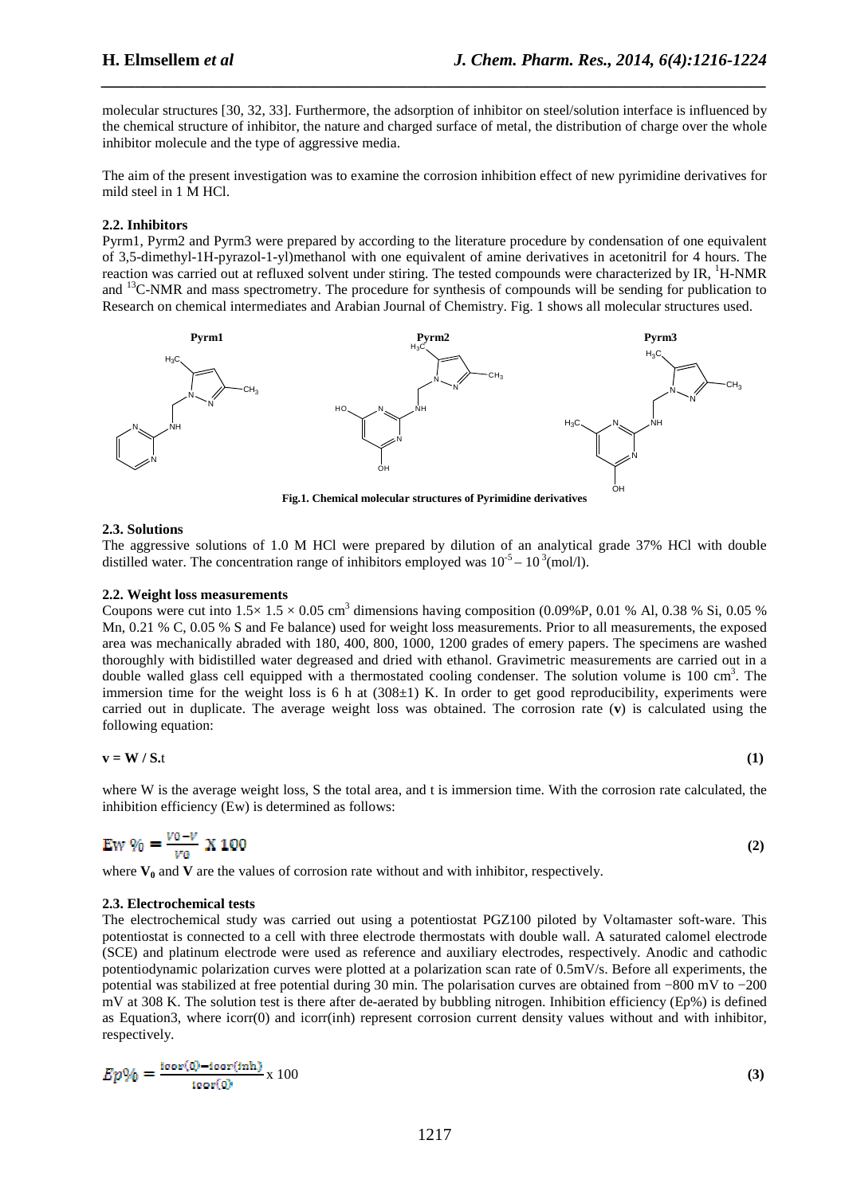molecular structures [30, 32, 33]. Furthermore, the adsorption of inhibitor on steel/solution interface is influenced by the chemical structure of inhibitor, the nature and charged surface of metal, the distribution of charge over the whole inhibitor molecule and the type of aggressive media.

The aim of the present investigation was to examine the corrosion inhibition effect of new pyrimidine derivatives for mild steel in 1 M HCl.

### 2.2. Inhibitors

Pyrm1, Pyrm2 and Pyrm3 were prepared by according to the literature procedure by condensation of one equivalent of 3,5-dimethyl-1H-pyrazol-1-yl)methanol with one equivalent of amine derivatives in acetonitril for 4 hours. The reaction was carried out at refluxed solvent under stiring. The tested compounds were characterized by IR, $^{1}$H-NMR and $^{13}$C-NMR and mass spectrometry. The procedure for synthesis of compounds will be sending for publication to Research on chemical intermediates and Arabian Journal of Chemistry. Fig. 1 shows all molecular structures used.

**Fig.1. Chemical molecular structures of Pyrimidine derivatives**

### 2.3. Solutions

The aggressive solutions of 1.0 M HCl were prepared by dilution of an analytical grade 37% HCl with double distilled water. The concentration range of inhibitors employed was $10^{-5} – 10^{-3}$(mol/l).

### 2.2. Weight loss measurements

Coupons were cut into $1.5\times 1.5 \times 0.05$ cm$^3$ dimensions having composition (0.09%P, 0.01 % Al, 0.38 % Si, 0.05 % Mn, 0.21 % C, 0.05 % S and Fe balance) used for weight loss measurements. Prior to all measurements, the exposed area was mechanically abraded with 180, 400, 800, 1000, 1200 grades of emery papers. The specimens are washed thoroughly with bidistilled water degreased and dried with ethanol. Gravimetric measurements are carried out in a double walled glass cell equipped with a thermostated cooling condenser. The solution volume is 100 cm$^3$. The immersion time for the weight loss is 6 h at (308±1) K. In order to get good reproducibility, experiments were carried out in duplicate. The average weight loss was obtained. The corrosion rate (**v**) is calculated using the following equation:

$$\mathbf{v} = \mathbf{W} / \mathbf{S}.t \tag{1}$$

where W is the average weight loss, S the total area, and t is immersion time. With the corrosion rate calculated, the inhibition efficiency (Ew) is determined as follows:

$$Ew\,\% = \frac{v0 - v}{v0} \times 100 \tag{2}$$

where $\mathbf{V_0}$ and $\mathbf{V}$ are the values of corrosion rate without and with inhibitor, respectively.

### 2.3. Electrochemical tests

The electrochemical study was carried out using a potentiostat PGZ100 piloted by Voltamaster soft-ware. This potentiostat is connected to a cell with three electrode thermostats with double wall. A saturated calomel electrode (SCE) and platinum electrode were used as reference and auxiliary electrodes, respectively. Anodic and cathodic potentiodynamic polarization curves were plotted at a polarization scan rate of 0.5mV/s. Before all experiments, the potential was stabilized at free potential during 30 min. The polarisation curves are obtained from −800 mV to −200 mV at 308 K. The solution test is there after de-aerated by bubbling nitrogen. Inhibition efficiency (Ep%) is defined as Equation3, where icorr(0) and icorr(inh) represent corrosion current density values without and with inhibitor, respectively.

$$Ep\% = \frac{icor(0) - icor(inh)}{icor(0)} \times 100 \tag{3}$$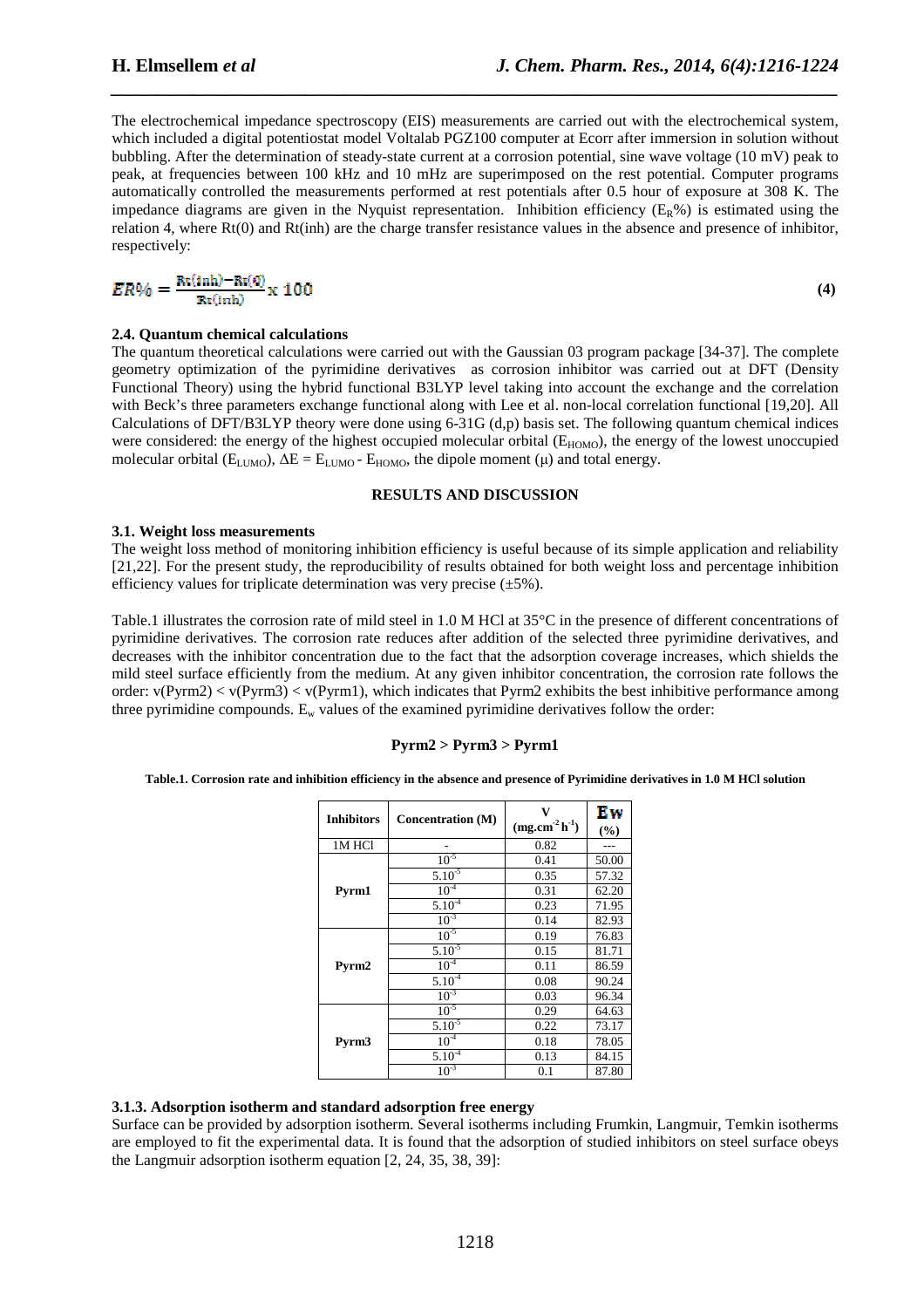The electrochemical impedance spectroscopy (EIS) measurements are carried out with the electrochemical system, which included a digital potentiostat model Voltalab PGZ100 computer at Ecorr after immersion in solution without bubbling. After the determination of steady-state current at a corrosion potential, sine wave voltage (10 mV) peak to peak, at frequencies between 100 kHz and 10 mHz are superimposed on the rest potential. Computer programs automatically controlled the measurements performed at rest potentials after 0.5 hour of exposure at 308 K. The impedance diagrams are given in the Nyquist representation. Inhibition efficiency ($E_R$%) is estimated using the relation 4, where Rt(0) and Rt(inh) are the charge transfer resistance values in the absence and presence of inhibitor, respectively:

$$ER\% = \frac{Rt(inh) - Rt(0)}{Rt(inh)} \times 100 \quad (4)$$

### 2.4. Quantum chemical calculations

The quantum theoretical calculations were carried out with the Gaussian 03 program package [34-37]. The complete geometry optimization of the pyrimidine derivatives as corrosion inhibitor was carried out at DFT (Density Functional Theory) using the hybrid functional B3LYP level taking into account the exchange and the correlation with Beck's three parameters exchange functional along with Lee et al. non-local correlation functional [19,20]. All Calculations of DFT/B3LYP theory were done using 6-31G (d,p) basis set. The following quantum chemical indices were considered: the energy of the highest occupied molecular orbital ($E_{HOMO}$), the energy of the lowest unoccupied molecular orbital ($E_{LUMO}$), $\Delta E = E_{LUMO} - E_{HOMO}$, the dipole moment ($\mu$) and total energy.

## RESULTS AND DISCUSSION

### 3.1. Weight loss measurements

The weight loss method of monitoring inhibition efficiency is useful because of its simple application and reliability [21,22]. For the present study, the reproducibility of results obtained for both weight loss and percentage inhibition efficiency values for triplicate determination was very precise (±5%).

Table.1 illustrates the corrosion rate of mild steel in 1.0 M HCl at 35°C in the presence of different concentrations of pyrimidine derivatives. The corrosion rate reduces after addition of the selected three pyrimidine derivatives, and decreases with the inhibitor concentration due to the fact that the adsorption coverage increases, which shields the mild steel surface efficiently from the medium. At any given inhibitor concentration, the corrosion rate follows the order: v(Pyrm2) < v(Pyrm3) < v(Pyrm1), which indicates that Pyrm2 exhibits the best inhibitive performance among three pyrimidine compounds. $E_w$ values of the examined pyrimidine derivatives follow the order:

**Pyrm2 > Pyrm3 > Pyrm1**

**Table.1. Corrosion rate and inhibition efficiency in the absence and presence of Pyrimidine derivatives in 1.0 M HCl solution**

| Inhibitors | Concentration (M) | V ($mg.cm^{-2}h^{-1}$) | Ew (%) |
|---|---|---|---|
| 1M HCl | - | 0.82 | --- |
| Pyrm1 | $10^{-5}$ | 0.41 | 50.00 |
| | $5.10^{-5}$ | 0.35 | 57.32 |
| | $10^{-4}$ | 0.31 | 62.20 |
| | $5.10^{-4}$ | 0.23 | 71.95 |
| | $10^{-3}$ | 0.14 | 82.93 |
| Pyrm2 | $10^{-5}$ | 0.19 | 76.83 |
| | $5.10^{-5}$ | 0.15 | 81.71 |
| | $10^{-4}$ | 0.11 | 86.59 |
| | $5.10^{-4}$ | 0.08 | 90.24 |
| | $10^{-3}$ | 0.03 | 96.34 |
| Pyrm3 | $10^{-5}$ | 0.29 | 64.63 |
| | $5.10^{-5}$ | 0.22 | 73.17 |
| | $10^{-4}$ | 0.18 | 78.05 |
| | $5.10^{-4}$ | 0.13 | 84.15 |
| | $10^{-3}$ | 0.1 | 87.80 |

### 3.1.3. Adsorption isotherm and standard adsorption free energy

Surface can be provided by adsorption isotherm. Several isotherms including Frumkin, Langmuir, Temkin isotherms are employed to fit the experimental data. It is found that the adsorption of studied inhibitors on steel surface obeys the Langmuir adsorption isotherm equation [2, 24, 35, 38, 39]: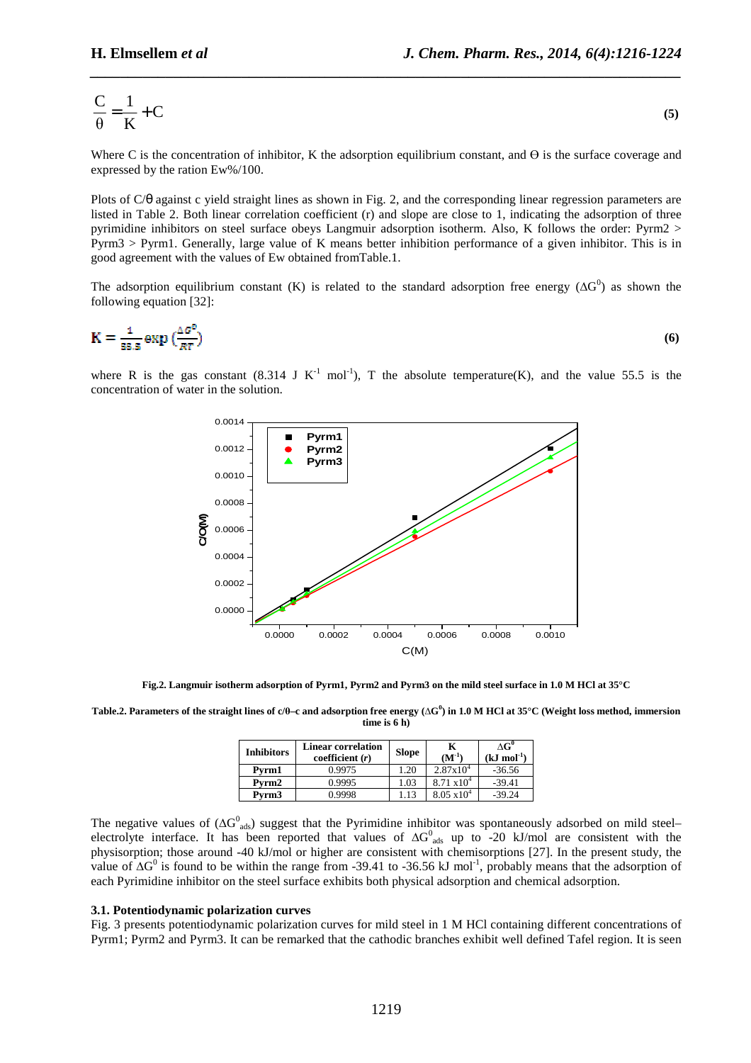$$\frac{C}{\theta} = \frac{1}{K} + C \quad (5)$$

Where C is the concentration of inhibitor, K the adsorption equilibrium constant, and Θ is the surface coverage and expressed by the ration Ew%/100.

Plots of C/θ against c yield straight lines as shown in Fig. 2, and the corresponding linear regression parameters are listed in Table 2. Both linear correlation coefficient (r) and slope are close to 1, indicating the adsorption of three pyrimidine inhibitors on steel surface obeys Langmuir adsorption isotherm. Also, K follows the order: Pyrm2 > Pyrm3 > Pyrm1. Generally, large value of K means better inhibition performance of a given inhibitor. This is in good agreement with the values of Ew obtained fromTable.1.

The adsorption equilibrium constant (K) is related to the standard adsorption free energy ($\Delta G^0$) as shown the following equation [32]:

$$K = \frac{1}{55.5} \exp\left(\frac{\Delta G^0}{RT}\right) \quad (6)$$

where R is the gas constant (8.314 J $K^{-1}$ $mol^{-1}$), T the absolute temperature(K), and the value 55.5 is the concentration of water in the solution.

**Fig.2. Langmuir isotherm adsorption of Pyrm1, Pyrm2 and Pyrm3 on the mild steel surface in 1.0 M HCl at 35°C**

**Table.2. Parameters of the straight lines of c/θ–c and adsorption free energy ($\Delta G^0$) in 1.0 M HCl at 35°C (Weight loss method, immersion time is 6 h)**

| Inhibitors | Linear correlation coefficient (*r*) | Slope | K ($M^{-1}$) | $\Delta G^0$ (kJ $mol^{-1}$) |
|---|---|---|---|---|
| Pyrm1 | 0.9975 | 1.20 | $2.87 \times 10^4$ | -36.56 |
| Pyrm2 | 0.9995 | 1.03 | $8.71 \times 10^4$ | -39.41 |
| Pyrm3 | 0.9998 | 1.13 | $8.05 \times 10^4$ | -39.24 |

The negative values of ($\Delta G^0_{ads}$) suggest that the Pyrimidine inhibitor was spontaneously adsorbed on mild steel–electrolyte interface. It has been reported that values of $\Delta G^0_{ads}$ up to -20 kJ/mol are consistent with the physisorption; those around -40 kJ/mol or higher are consistent with chemisorptions [27]. In the present study, the value of $\Delta G^0$ is found to be within the range from -39.41 to -36.56 kJ $mol^{-1}$, probably means that the adsorption of each Pyrimidine inhibitor on the steel surface exhibits both physical adsorption and chemical adsorption.

### 3.1. Potentiodynamic polarization curves

Fig. 3 presents potentiodynamic polarization curves for mild steel in 1 M HCl containing different concentrations of Pyrm1; Pyrm2 and Pyrm3. It can be remarked that the cathodic branches exhibit well defined Tafel region. It is seen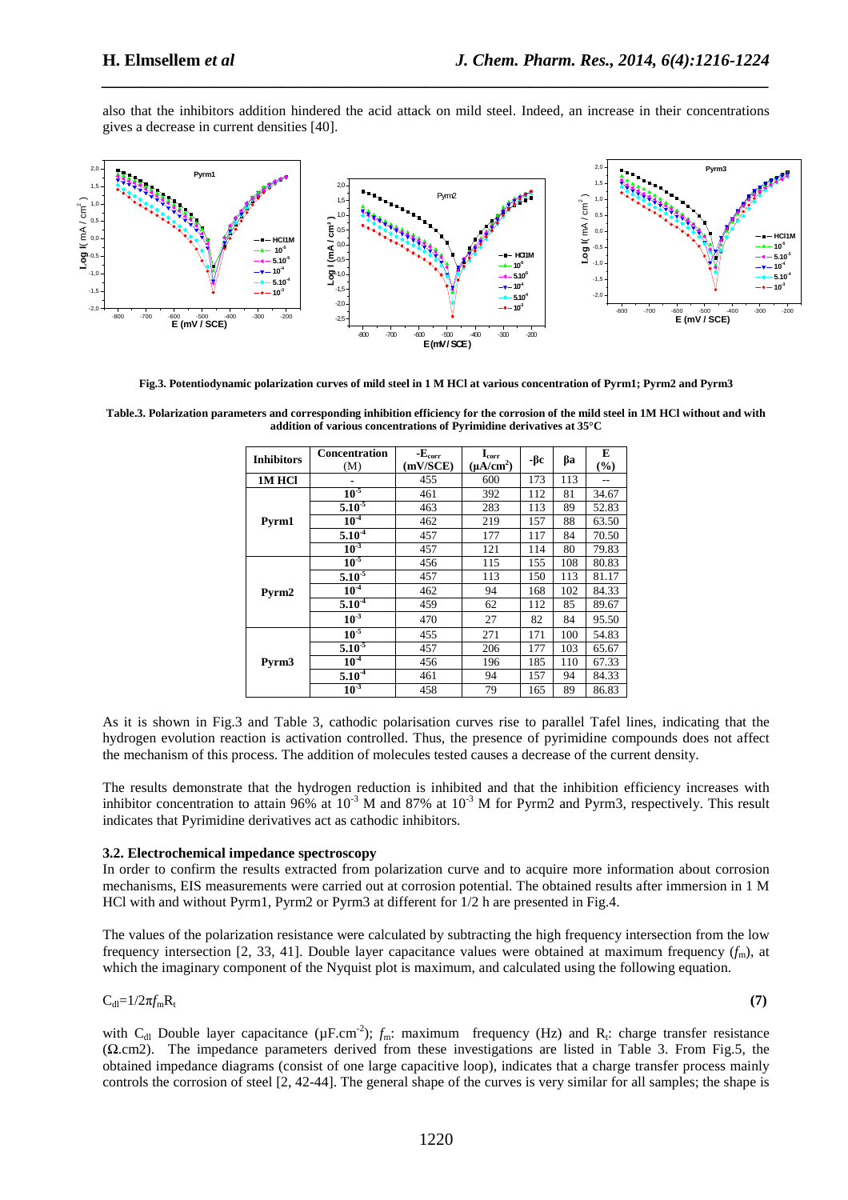also that the inhibitors addition hindered the acid attack on mild steel. Indeed, an increase in their concentrations gives a decrease in current densities [40].

**Fig.3. Potentiodynamic polarization curves of mild steel in 1 M HCl at various concentration of Pyrm1; Pyrm2 and Pyrm3**

**Table.3. Polarization parameters and corresponding inhibition efficiency for the corrosion of the mild steel in 1M HCl without and with addition of various concentrations of Pyrimidine derivatives at 35°C**

| Inhibitors | Concentration (M) | $-E_{corr}$ (mV/SCE) | $I_{corr}$ ($\mu A/cm^2$) | $-\beta c$ | $\beta a$ | E (%) |
|---|---|---|---|---|---|---|
| 1M HCl | - | 455 | 600 | 173 | 113 | -- |
| Pyrm1 | $10^{-5}$ | 461 | 392 | 112 | 81 | 34.67 |
| | $5.10^{-5}$ | 463 | 283 | 113 | 89 | 52.83 |
| | $10^{-4}$ | 462 | 219 | 157 | 88 | 63.50 |
| | $5.10^{-4}$ | 457 | 177 | 117 | 84 | 70.50 |
| | $10^{-3}$ | 457 | 121 | 114 | 80 | 79.83 |
| Pyrm2 | $10^{-5}$ | 456 | 115 | 155 | 108 | 80.83 |
| | $5.10^{-5}$ | 457 | 113 | 150 | 113 | 81.17 |
| | $10^{-4}$ | 462 | 94 | 168 | 102 | 84.33 |
| | $5.10^{-4}$ | 459 | 62 | 112 | 85 | 89.67 |
| | $10^{-3}$ | 470 | 27 | 82 | 84 | 95.50 |
| Pyrm3 | $10^{-5}$ | 455 | 271 | 171 | 100 | 54.83 |
| | $5.10^{-5}$ | 457 | 206 | 177 | 103 | 65.67 |
| | $10^{-4}$ | 456 | 196 | 185 | 110 | 67.33 |
| | $5.10^{-4}$ | 461 | 94 | 157 | 94 | 84.33 |
| | $10^{-3}$ | 458 | 79 | 165 | 89 | 86.83 |

As it is shown in Fig.3 and Table 3, cathodic polarisation curves rise to parallel Tafel lines, indicating that the hydrogen evolution reaction is activation controlled. Thus, the presence of pyrimidine compounds does not affect the mechanism of this process. The addition of molecules tested causes a decrease of the current density.

The results demonstrate that the hydrogen reduction is inhibited and that the inhibition efficiency increases with inhibitor concentration to attain 96% at $10^{-3}$ M and 87% at $10^{-3}$ M for Pyrm2 and Pyrm3, respectively. This result indicates that Pyrimidine derivatives act as cathodic inhibitors.

### 3.2. Electrochemical impedance spectroscopy

In order to confirm the results extracted from polarization curve and to acquire more information about corrosion mechanisms, EIS measurements were carried out at corrosion potential. The obtained results after immersion in 1 M HCl with and without Pyrm1, Pyrm2 or Pyrm3 at different for 1/2 h are presented in Fig.4.

The values of the polarization resistance were calculated by subtracting the high frequency intersection from the low frequency intersection [2, 33, 41]. Double layer capacitance values were obtained at maximum frequency ($f_m$), at which the imaginary component of the Nyquist plot is maximum, and calculated using the following equation.

$$C_{dl}=1/2\pi f_m R_t \quad \textbf{(7)}$$

with $C_{dl}$ Double layer capacitance ($\mu F.cm^{-2}$); $f_m$: maximum frequency (Hz) and $R_t$: charge transfer resistance ($\Omega.cm2$). The impedance parameters derived from these investigations are listed in Table 3. From Fig.5, the obtained impedance diagrams (consist of one large capacitive loop), indicates that a charge transfer process mainly controls the corrosion of steel [2, 42-44]. The general shape of the curves is very similar for all samples; the shape is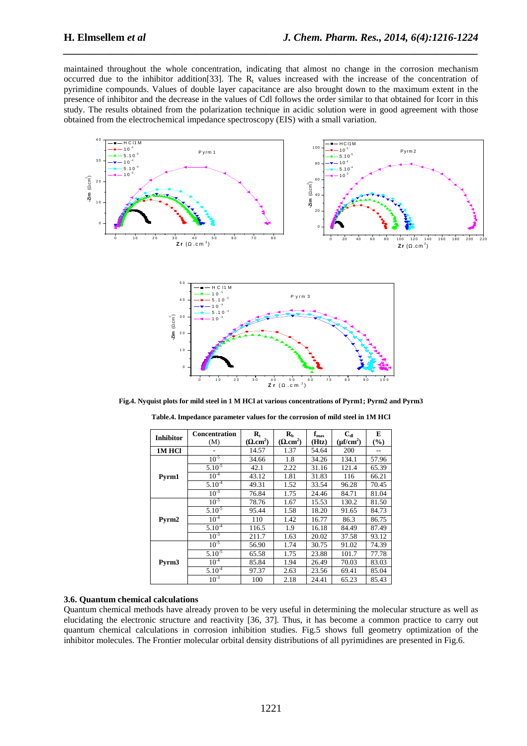maintained throughout the whole concentration, indicating that almost no change in the corrosion mechanism occurred due to the inhibitor addition[33]. The $R_t$ values increased with the increase of the concentration of pyrimidine compounds. Values of double layer capacitance are also brought down to the maximum extent in the presence of inhibitor and the decrease in the values of Cdl follows the order similar to that obtained for Icorr in this study. The results obtained from the polarization technique in acidic solution were in good agreement with those obtained from the electrochemical impedance spectroscopy (EIS) with a small variation.

**Fig.4. Nyquist plots for mild steel in 1 M HCl at various concentrations of Pyrm1; Pyrm2 and Pyrm3**

**Table.4. Impedance parameter values for the corrosion of mild steel in 1M HCl**

| Inhibitor | Concentration (M) | $R_t$ ($\Omega.cm^2$) | $R_b$ ($\Omega.cm^2$) | $f_{max}$ (Htz) | $C_{dl}$ ($\mu f/cm^2$) | E (%) |
|---|---|---|---|---|---|---|
| 1M HCl | - | 14.57 | 1.37 | 54.64 | 200 | -- |
| Pyrm1 | $10^{-5}$ | 34.66 | 1.8 | 34.26 | 134.1 | 57.96 |
| | $5.10^{-5}$ | 42.1 | 2.22 | 31.16 | 121.4 | 65.39 |
| | $10^{-4}$ | 43.12 | 1.81 | 31.83 | 116 | 66.21 |
| | $5.10^{-4}$ | 49.31 | 1.52 | 33.54 | 96.28 | 70.45 |
| | $10^{-3}$ | 76.84 | 1.75 | 24.46 | 84.71 | 81.04 |
| Pyrm2 | $10^{-5}$ | 78.76 | 1.67 | 15.53 | 130.2 | 81.50 |
| | $5.10^{-5}$ | 95.44 | 1.58 | 18.20 | 91.65 | 84.73 |
| | $10^{-4}$ | 110 | 1.42 | 16.77 | 86.3 | 86.75 |
| | $5.10^{-4}$ | 116.5 | 1.9 | 16.18 | 84.49 | 87.49 |
| | $10^{-3}$ | 211.7 | 1.63 | 20.02 | 37.58 | 93.12 |
| Pyrm3 | $10^{-5}$ | 56.90 | 1.74 | 30.75 | 91.02 | 74.39 |
| | $5.10^{-5}$ | 65.58 | 1.75 | 23.88 | 101.7 | 77.78 |
| | $10^{-4}$ | 85.84 | 1.94 | 26.49 | 70.03 | 83.03 |
| | $5.10^{-4}$ | 97.37 | 2.63 | 23.56 | 69.41 | 85.04 |
| | $10^{-3}$ | 100 | 2.18 | 24.41 | 65.23 | 85.43 |

### 3.6. Quantum chemical calculations

Quantum chemical methods have already proven to be very useful in determining the molecular structure as well as elucidating the electronic structure and reactivity [36, 37]. Thus, it has become a common practice to carry out quantum chemical calculations in corrosion inhibition studies. Fig.5 shows full geometry optimization of the inhibitor molecules. The Frontier molecular orbital density distributions of all pyrimidines are presented in Fig.6.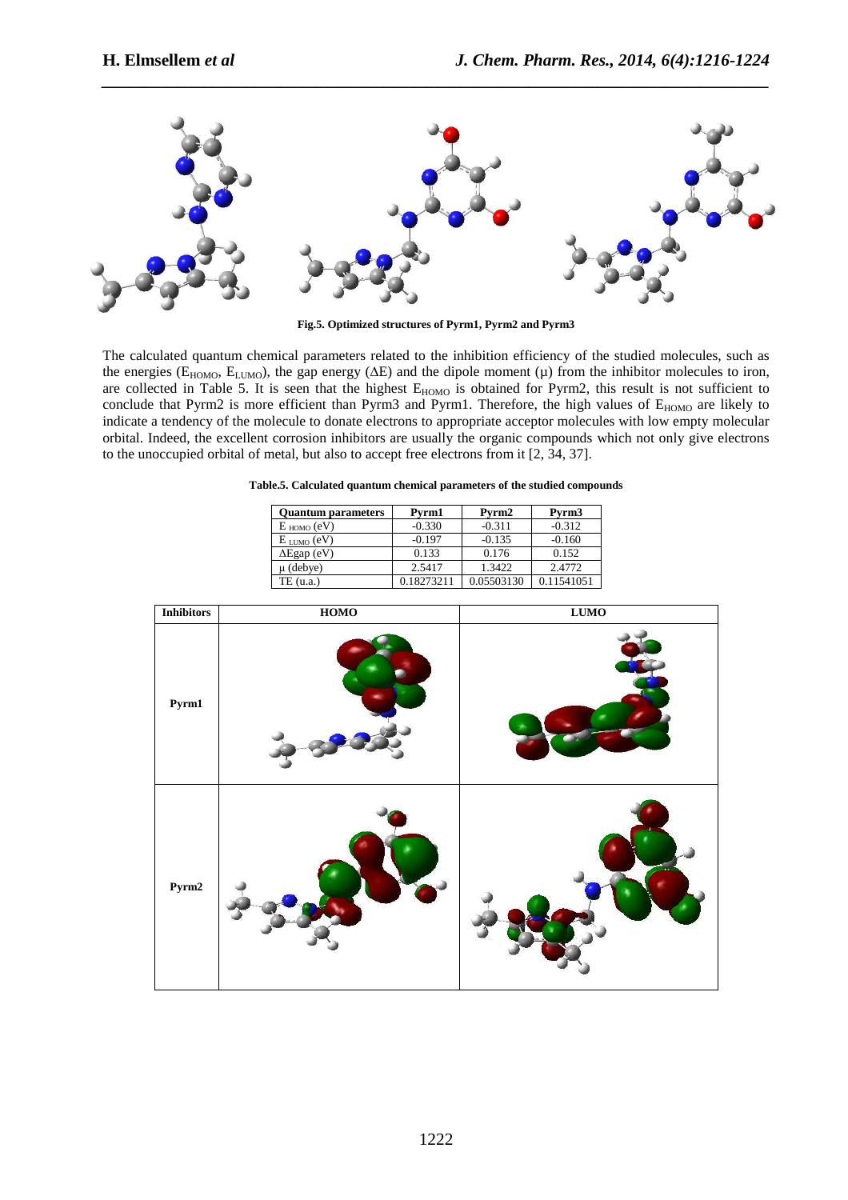**Fig.5. Optimized structures of Pyrm1, Pyrm2 and Pyrm3**

The calculated quantum chemical parameters related to the inhibition efficiency of the studied molecules, such as the energies ($E_{HOMO}$, $E_{LUMO}$), the gap energy ($\Delta E$) and the dipole moment ($\mu$) from the inhibitor molecules to iron, are collected in Table 5. It is seen that the highest $E_{HOMO}$ is obtained for Pyrm2, this result is not sufficient to conclude that Pyrm2 is more efficient than Pyrm3 and Pyrm1. Therefore, the high values of $E_{HOMO}$ are likely to indicate a tendency of the molecule to donate electrons to appropriate acceptor molecules with low empty molecular orbital. Indeed, the excellent corrosion inhibitors are usually the organic compounds which not only give electrons to the unoccupied orbital of metal, but also to accept free electrons from it [2, 34, 37].

**Table.5. Calculated quantum chemical parameters of the studied compounds**

| Quantum parameters | Pyrm1 | Pyrm2 | Pyrm3 |
|---|---|---|---|
| $E_{HOMO}$ (eV) | -0.330 | -0.311 | -0.312 |
| $E_{LUMO}$ (eV) | -0.197 | -0.135 | -0.160 |
| $\Delta Egap$ (eV) | 0.133 | 0.176 | 0.152 |
| $\mu$ (debye) | 2.5417 | 1.3422 | 2.4772 |
| TE (u.a.) | 0.18273211 | 0.05503130 | 0.11541051 |

| Inhibitors | HOMO | LUMO |
|---|---|---|
| Pyrm1 | | |
| Pyrm2 | | |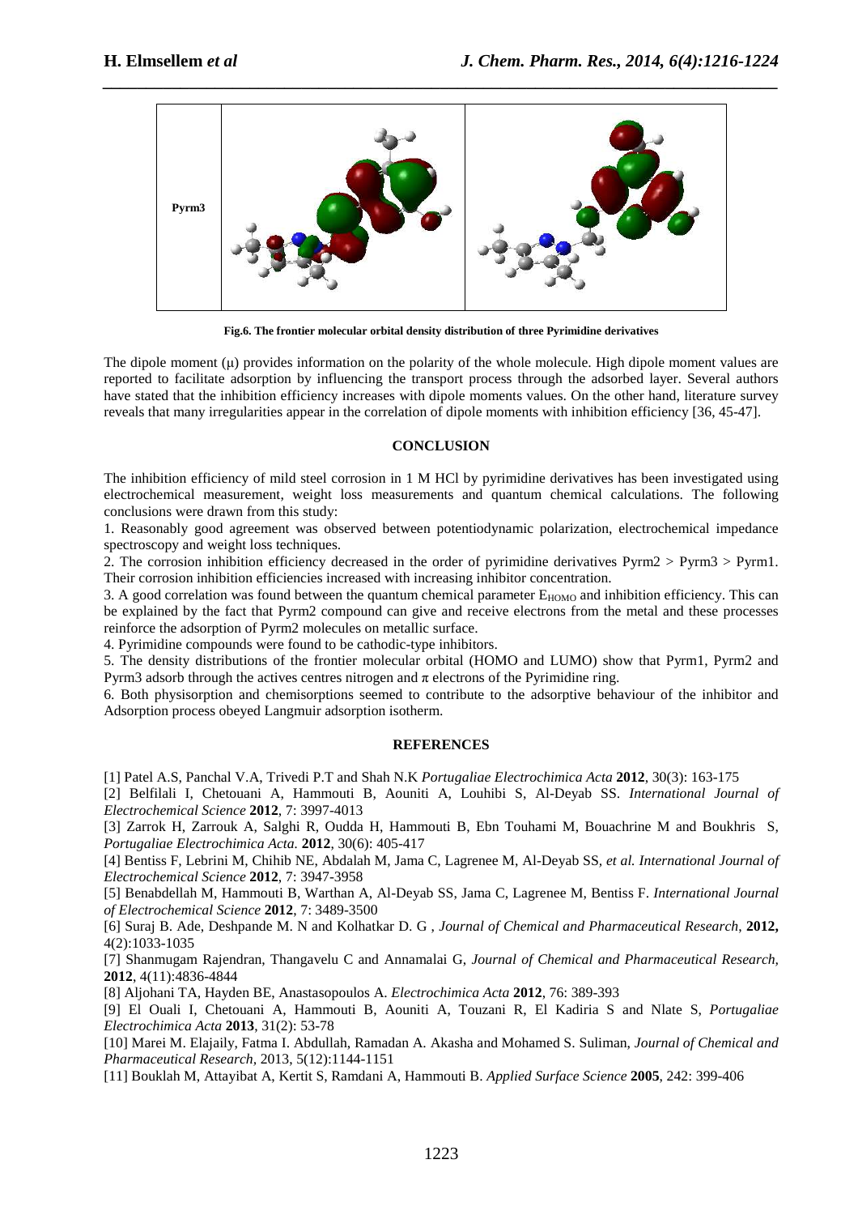| Pyrm3 | | |
|---|---|---|

**Fig.6. The frontier molecular orbital density distribution of three Pyrimidine derivatives**

The dipole moment (μ) provides information on the polarity of the whole molecule. High dipole moment values are reported to facilitate adsorption by influencing the transport process through the adsorbed layer. Several authors have stated that the inhibition efficiency increases with dipole moments values. On the other hand, literature survey reveals that many irregularities appear in the correlation of dipole moments with inhibition efficiency [36, 45-47].

## CONCLUSION

The inhibition efficiency of mild steel corrosion in 1 M HCl by pyrimidine derivatives has been investigated using electrochemical measurement, weight loss measurements and quantum chemical calculations. The following conclusions were drawn from this study:

1. Reasonably good agreement was observed between potentiodynamic polarization, electrochemical impedance spectroscopy and weight loss techniques.
2. The corrosion inhibition efficiency decreased in the order of pyrimidine derivatives Pyrm2 > Pyrm3 > Pyrm1. Their corrosion inhibition efficiencies increased with increasing inhibitor concentration.
3. A good correlation was found between the quantum chemical parameter $E_{HOMO}$ and inhibition efficiency. This can be explained by the fact that Pyrm2 compound can give and receive electrons from the metal and these processes reinforce the adsorption of Pyrm2 molecules on metallic surface.
4. Pyrimidine compounds were found to be cathodic-type inhibitors.
5. The density distributions of the frontier molecular orbital (HOMO and LUMO) show that Pyrm1, Pyrm2 and Pyrm3 adsorb through the actives centres nitrogen and π electrons of the Pyrimidine ring.
6. Both physisorption and chemisorptions seemed to contribute to the adsorptive behaviour of the inhibitor and Adsorption process obeyed Langmuir adsorption isotherm.

## REFERENCES

[1] Patel A.S, Panchal V.A, Trivedi P.T and Shah N.K *Portugaliae Electrochimica Acta* **2012**, 30(3): 163-175

[2] Belfilali I, Chetouani A, Hammouti B, Aouniti A, Louhibi S, Al-Deyab SS. *International Journal of Electrochemical Science* **2012**, 7: 3997-4013

[3] Zarrok H, Zarrouk A, Salghi R, Oudda H, Hammouti B, Ebn Touhami M, Bouachrine M and Boukhris S, *Portugaliae Electrochimica Acta.* **2012**, 30(6): 405-417

[4] Bentiss F, Lebrini M, Chihib NE, Abdalah M, Jama C, Lagrenee M, Al-Deyab SS, *et al. International Journal of Electrochemical Science* **2012**, 7: 3947-3958

[5] Benabdellah M, Hammouti B, Warthan A, Al-Deyab SS, Jama C, Lagrenee M, Bentiss F. *International Journal of Electrochemical Science* **2012**, 7: 3489-3500

[6] Suraj B. Ade, Deshpande M. N and Kolhatkar D. G , *Journal of Chemical and Pharmaceutical Research*, **2012,** 4(2):1033-1035

[7] Shanmugam Rajendran, Thangavelu C and Annamalai G, *Journal of Chemical and Pharmaceutical Research,* **2012**, 4(11):4836-4844

[8] Aljohani TA, Hayden BE, Anastasopoulos A. *Electrochimica Acta* **2012**, 76: 389-393

[9] El Ouali I, Chetouani A, Hammouti B, Aouniti A, Touzani R, El Kadiria S and Nlate S, *Portugaliae Electrochimica Acta* **2013**, 31(2): 53-78

[10] Marei M. Elajaily, Fatma I. Abdullah, Ramadan A. Akasha and Mohamed S. Suliman, *Journal of Chemical and Pharmaceutical Research,* 2013, 5(12):1144-1151

[11] Bouklah M, Attayibat A, Kertit S, Ramdani A, Hammouti B. *Applied Surface Science* **2005**, 242: 399-406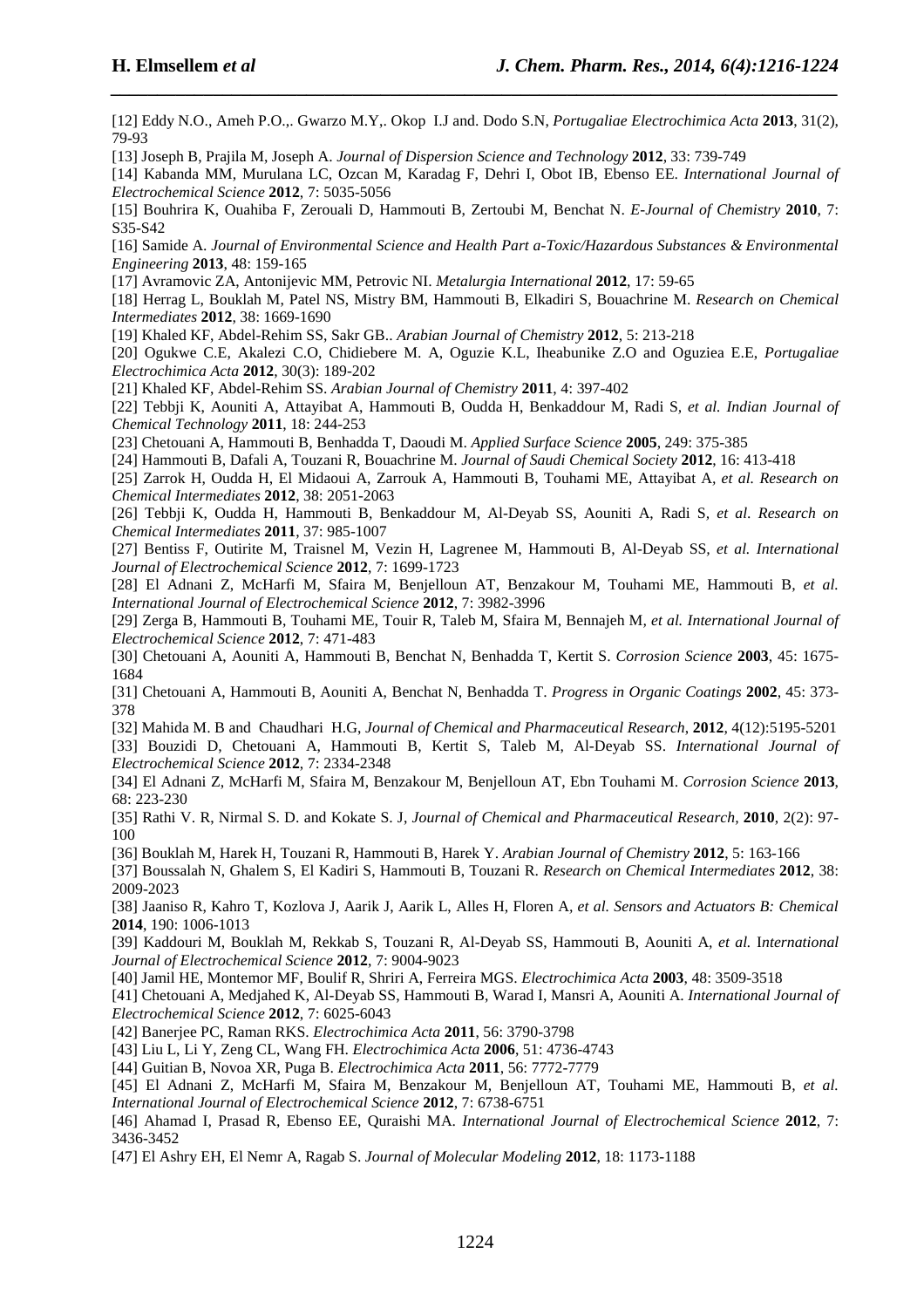[12] Eddy N.O., Ameh P.O.,. Gwarzo M.Y,. Okop I.J and. Dodo S.N, *Portugaliae Electrochimica Acta* **2013**, 31(2), 79-93

[13] Joseph B, Prajila M, Joseph A. *Journal of Dispersion Science and Technology* **2012**, 33: 739-749

[14] Kabanda MM, Murulana LC, Ozcan M, Karadag F, Dehri I, Obot IB, Ebenso EE. *International Journal of Electrochemical Science* **2012**, 7: 5035-5056

[15] Bouhrira K, Ouahiba F, Zerouali D, Hammouti B, Zertoubi M, Benchat N. *E-Journal of Chemistry* **2010**, 7: S35-S42

[16] Samide A. *Journal of Environmental Science and Health Part a-Toxic/Hazardous Substances & Environmental Engineering* **2013**, 48: 159-165

[17] Avramovic ZA, Antonijevic MM, Petrovic NI. *Metalurgia International* **2012**, 17: 59-65

[18] Herrag L, Bouklah M, Patel NS, Mistry BM, Hammouti B, Elkadiri S, Bouachrine M. *Research on Chemical Intermediates* **2012**, 38: 1669-1690

[19] Khaled KF, Abdel-Rehim SS, Sakr GB.. *Arabian Journal of Chemistry* **2012**, 5: 213-218

[20] Ogukwe C.E, Akalezi C.O, Chidiebere M. A, Oguzie K.L, Iheabunike Z.O and Oguziea E.E, *Portugaliae Electrochimica Acta* **2012**, 30(3): 189-202

[21] Khaled KF, Abdel-Rehim SS. *Arabian Journal of Chemistry* **2011**, 4: 397-402

[22] Tebbji K, Aouniti A, Attayibat A, Hammouti B, Oudda H, Benkaddour M, Radi S, *et al. Indian Journal of Chemical Technology* **2011**, 18: 244-253

[23] Chetouani A, Hammouti B, Benhadda T, Daoudi M. *Applied Surface Science* **2005**, 249: 375-385

[24] Hammouti B, Dafali A, Touzani R, Bouachrine M. *Journal of Saudi Chemical Society* **2012**, 16: 413-418

[25] Zarrok H, Oudda H, El Midaoui A, Zarrouk A, Hammouti B, Touhami ME, Attayibat A, *et al. Research on Chemical Intermediates* **2012**, 38: 2051-2063

[26] Tebbji K, Oudda H, Hammouti B, Benkaddour M, Al-Deyab SS, Aouniti A, Radi S, *et al. Research on Chemical Intermediates* **2011**, 37: 985-1007

[27] Bentiss F, Outirite M, Traisnel M, Vezin H, Lagrenee M, Hammouti B, Al-Deyab SS, *et al. International Journal of Electrochemical Science* **2012**, 7: 1699-1723

[28] El Adnani Z, McHarfi M, Sfaira M, Benjelloun AT, Benzakour M, Touhami ME, Hammouti B, *et al. International Journal of Electrochemical Science* **2012**, 7: 3982-3996

[29] Zerga B, Hammouti B, Touhami ME, Touir R, Taleb M, Sfaira M, Bennajeh M, *et al. International Journal of Electrochemical Science* **2012**, 7: 471-483

[30] Chetouani A, Aouniti A, Hammouti B, Benchat N, Benhadda T, Kertit S. *Corrosion Science* **2003**, 45: 1675-1684

[31] Chetouani A, Hammouti B, Aouniti A, Benchat N, Benhadda T. *Progress in Organic Coatings* **2002**, 45: 373-378

[32] Mahida M. B and Chaudhari H.G, *Journal of Chemical and Pharmaceutical Research*, **2012**, 4(12):5195-5201

[33] Bouzidi D, Chetouani A, Hammouti B, Kertit S, Taleb M, Al-Deyab SS. *International Journal of Electrochemical Science* **2012**, 7: 2334-2348

[34] El Adnani Z, McHarfi M, Sfaira M, Benzakour M, Benjelloun AT, Ebn Touhami M. *Corrosion Science* **2013**, 68: 223-230

[35] Rathi V. R, Nirmal S. D. and Kokate S. J, *Journal of Chemical and Pharmaceutical Research*, **2010**, 2(2): 97-100

[36] Bouklah M, Harek H, Touzani R, Hammouti B, Harek Y. *Arabian Journal of Chemistry* **2012**, 5: 163-166

[37] Boussalah N, Ghalem S, El Kadiri S, Hammouti B, Touzani R. *Research on Chemical Intermediates* **2012**, 38: 2009-2023

[38] Jaaniso R, Kahro T, Kozlova J, Aarik J, Aarik L, Alles H, Floren A, *et al. Sensors and Actuators B: Chemical* **2014**, 190: 1006-1013

[39] Kaddouri M, Bouklah M, Rekkab S, Touzani R, Al-Deyab SS, Hammouti B, Aouniti A, *et al. International Journal of Electrochemical Science* **2012**, 7: 9004-9023

[40] Jamil HE, Montemor MF, Boulif R, Shriri A, Ferreira MGS. *Electrochimica Acta* **2003**, 48: 3509-3518

[41] Chetouani A, Medjahed K, Al-Deyab SS, Hammouti B, Warad I, Mansri A, Aouniti A. *International Journal of Electrochemical Science* **2012**, 7: 6025-6043

[42] Banerjee PC, Raman RKS. *Electrochimica Acta* **2011**, 56: 3790-3798

[43] Liu L, Li Y, Zeng CL, Wang FH. *Electrochimica Acta* **2006**, 51: 4736-4743

[44] Guitian B, Novoa XR, Puga B. *Electrochimica Acta* **2011**, 56: 7772-7779

[45] El Adnani Z, McHarfi M, Sfaira M, Benzakour M, Benjelloun AT, Touhami ME, Hammouti B, *et al. International Journal of Electrochemical Science* **2012**, 7: 6738-6751

[46] Ahamad I, Prasad R, Ebenso EE, Quraishi MA. *International Journal of Electrochemical Science* **2012**, 7: 3436-3452

[47] El Ashry EH, El Nemr A, Ragab S. *Journal of Molecular Modeling* **2012**, 18: 1173-1188